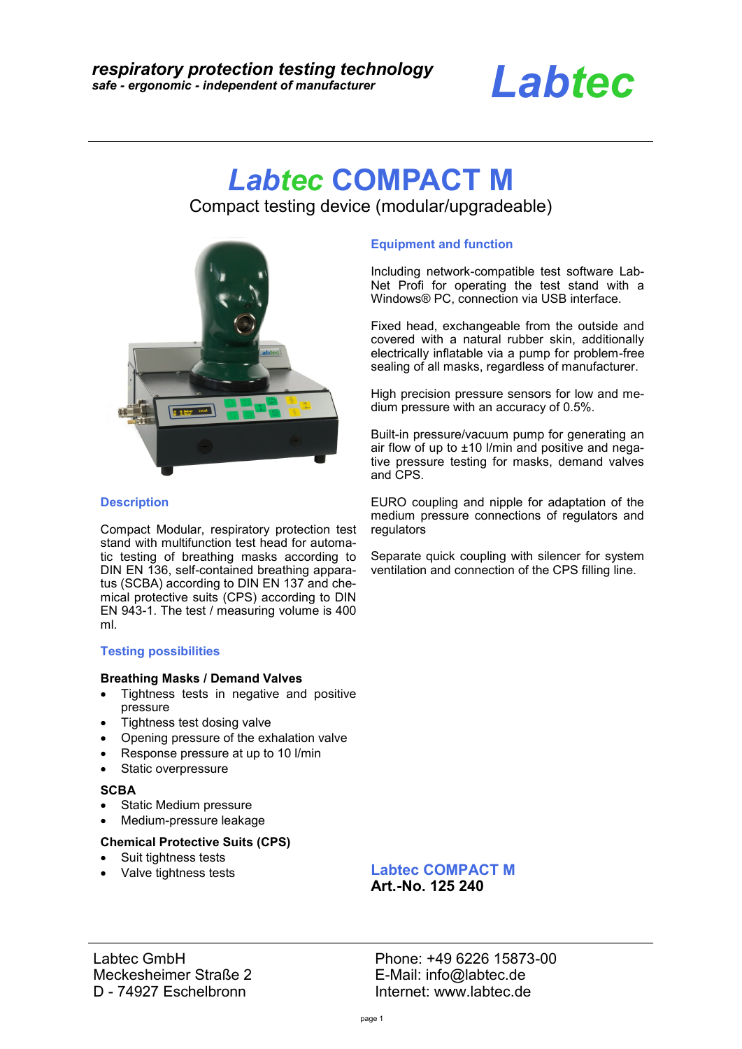*respiratory protection testing technology*
***safe - ergonomic - independent of manufacturer***

***Labtec***

# *Labtec* COMPACT M

Compact testing device (modular/upgradeable)

## Description

Compact Modular, respiratory protection test stand with multifunction test head for automatic testing of breathing masks according to DIN EN 136, self-contained breathing apparatus (SCBA) according to DIN EN 137 and chemical protective suits (CPS) according to DIN EN 943-1. The test / measuring volume is 400 ml.

## Testing possibilities

**Breathing Masks / Demand Valves**

- Tightness tests in negative and positive pressure
- Tightness test dosing valve
- Opening pressure of the exhalation valve
- Response pressure at up to 10 l/min
- Static overpressure

**SCBA**

- Static Medium pressure
- Medium-pressure leakage

**Chemical Protective Suits (CPS)**

- Suit tightness tests
- Valve tightness tests

## Equipment and function

Including network-compatible test software Lab-Net Profi for operating the test stand with a Windows® PC, connection via USB interface.

Fixed head, exchangeable from the outside and covered with a natural rubber skin, additionally electrically inflatable via a pump for problem-free sealing of all masks, regardless of manufacturer.

High precision pressure sensors for low and medium pressure with an accuracy of 0.5%.

Built-in pressure/vacuum pump for generating an air flow of up to ±10 l/min and positive and negative pressure testing for masks, demand valves and CPS.

EURO coupling and nipple for adaptation of the medium pressure connections of regulators and regulators

Separate quick coupling with silencer for system ventilation and connection of the CPS filling line.

**Labtec COMPACT M**
**Art.-No. 125 240**

Labtec GmbH
Meckesheimer Straße 2
D - 74927 Eschelbronn

Phone: +49 6226 15873-00
E-Mail: info@labtec.de
Internet: www.labtec.de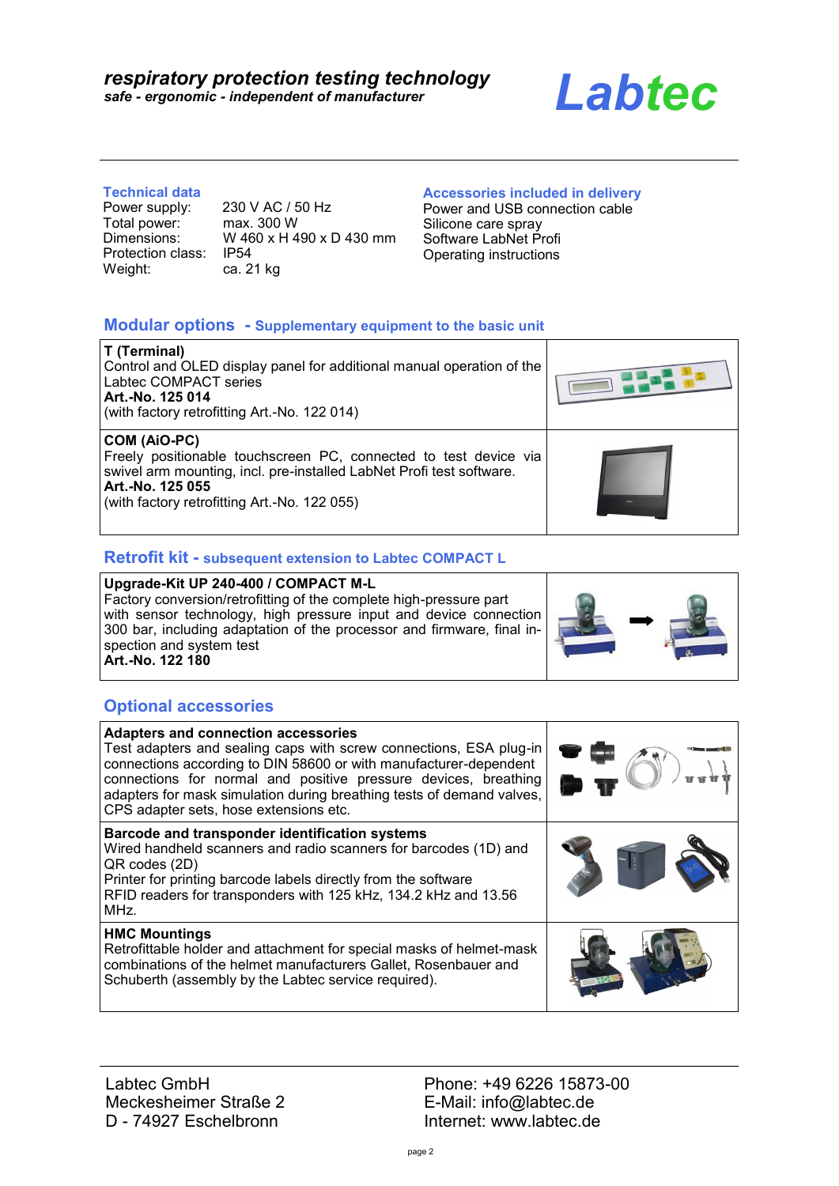## Technical data

| | |
|---|---|
| Power supply: | 230 V AC / 50 Hz |
| Total power: | max. 300 W |
| Dimensions: | W 460 x H 490 x D 430 mm |
| Protection class: | IP54 |
| Weight: | ca. 21 kg |

## Accessories included in delivery

Power and USB connection cable
Silicone care spray
Software LabNet Profi
Operating instructions

## Modular options - Supplementary equipment to the basic unit

**T (Terminal)**
Control and OLED display panel for additional manual operation of the Labtec COMPACT series
**Art.-No. 125 014**
(with factory retrofitting Art.-No. 122 014)

**COM (AiO-PC)**
Freely positionable touchscreen PC, connected to test device via swivel arm mounting, incl. pre-installed LabNet Profi test software.
**Art.-No. 125 055**
(with factory retrofitting Art.-No. 122 055)

## Retrofit kit - subsequent extension to Labtec COMPACT L

**Upgrade-Kit UP 240-400 / COMPACT M-L**
Factory conversion/retrofitting of the complete high-pressure part with sensor technology, high pressure input and device connection 300 bar, including adaptation of the processor and firmware, final inspection and system test
**Art.-No. 122 180**

## Optional accessories

**Adapters and connection accessories**
Test adapters and sealing caps with screw connections, ESA plug-in connections according to DIN 58600 or with manufacturer-dependent connections for normal and positive pressure devices, breathing adapters for mask simulation during breathing tests of demand valves, CPS adapter sets, hose extensions etc.

**Barcode and transponder identification systems**
Wired handheld scanners and radio scanners for barcodes (1D) and QR codes (2D)
Printer for printing barcode labels directly from the software
RFID readers for transponders with 125 kHz, 134.2 kHz and 13.56 MHz.

**HMC Mountings**
Retrofittable holder and attachment for special masks of helmet-mask combinations of the helmet manufacturers Gallet, Rosenbauer and Schuberth (assembly by the Labtec service required).

Labtec GmbH
Meckesheimer Straße 2
D - 74927 Eschelbronn

Phone: +49 6226 15873-00
E-Mail: info@labtec.de
Internet: www.labtec.de